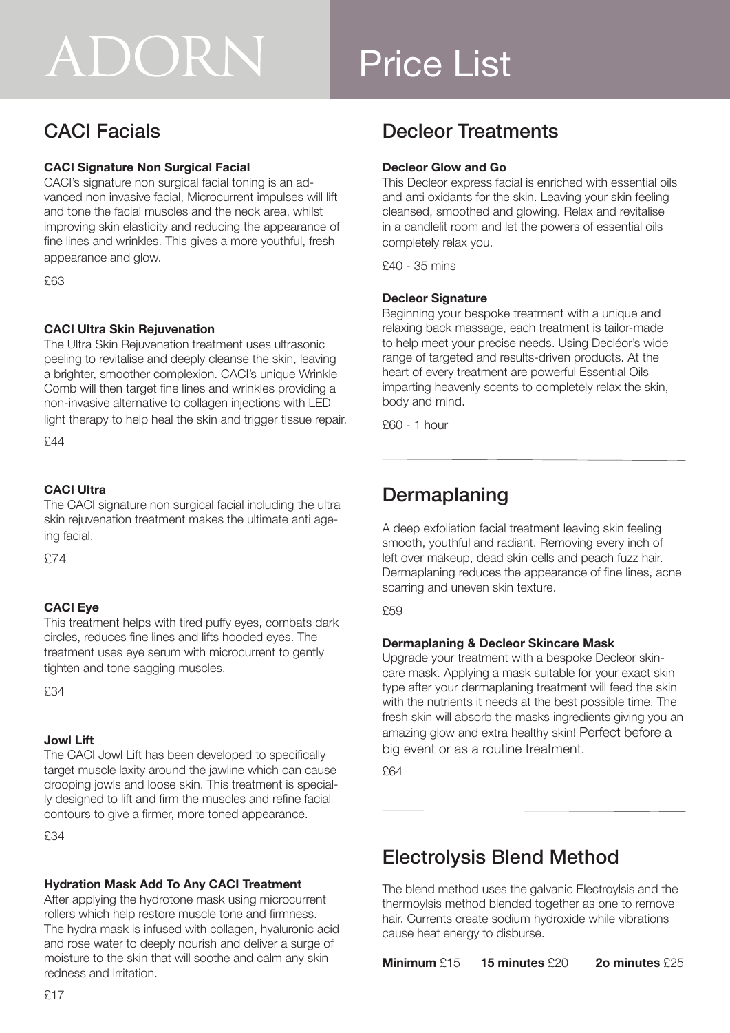# ADORN

# Price List

## CACI Facials

**CACI Signature Non Surgical Facial**

CACI's signature non surgical facial toning is an advanced non invasive facial, Microcurrent impulses will lift and tone the facial muscles and the neck area, whilst improving skin elasticity and reducing the appearance of fine lines and wrinkles. This gives a more youthful, fresh appearance and glow.

£63

**CACI Ultra Skin Rejuvenation**

The Ultra Skin Rejuvenation treatment uses ultrasonic peeling to revitalise and deeply cleanse the skin, leaving a brighter, smoother complexion. CACI's unique Wrinkle Comb will then target fine lines and wrinkles providing a non-invasive alternative to collagen injections with LED light therapy to help heal the skin and trigger tissue repair.

£44

**CACI Ultra**

The CACI signature non surgical facial including the ultra skin rejuvenation treatment makes the ultimate anti ageing facial.

£74

**CACI Eye**

This treatment helps with tired puffy eyes, combats dark circles, reduces fine lines and lifts hooded eyes. The treatment uses eye serum with microcurrent to gently tighten and tone sagging muscles.

£34

**Jowl Lift**

The CACI Jowl Lift has been developed to specifically target muscle laxity around the jawline which can cause drooping jowls and loose skin. This treatment is specially designed to lift and firm the muscles and refine facial contours to give a firmer, more toned appearance.

£34

**Hydration Mask Add To Any CACI Treatment**

After applying the hydrotone mask using microcurrent rollers which help restore muscle tone and firmness. The hydra mask is infused with collagen, hyaluronic acid and rose water to deeply nourish and deliver a surge of moisture to the skin that will soothe and calm any skin redness and irritation.

£17

## Decleor Treatments

**Decleor Glow and Go**

This Decleor express facial is enriched with essential oils and anti oxidants for the skin. Leaving your skin feeling cleansed, smoothed and glowing. Relax and revitalise in a candlelit room and let the powers of essential oils completely relax you.

£40 - 35 mins

**Decleor Signature**

Beginning your bespoke treatment with a unique and relaxing back massage, each treatment is tailor-made to help meet your precise needs. Using Decléor's wide range of targeted and results-driven products. At the heart of every treatment are powerful Essential Oils imparting heavenly scents to completely relax the skin, body and mind.

£60 - 1 hour

## Dermaplaning

A deep exfoliation facial treatment leaving skin feeling smooth, youthful and radiant. Removing every inch of left over makeup, dead skin cells and peach fuzz hair. Dermaplaning reduces the appearance of fine lines, acne scarring and uneven skin texture.

£59

**Dermaplaning & Decleor Skincare Mask**

Upgrade your treatment with a bespoke Decleor skincare mask. Applying a mask suitable for your exact skin type after your dermaplaning treatment will feed the skin with the nutrients it needs at the best possible time. The fresh skin will absorb the masks ingredients giving you an amazing glow and extra healthy skin! Perfect before a big event or as a routine treatment.

£64

## Electrolysis Blend Method

The blend method uses the galvanic Electroylsis and the thermoylsis method blended together as one to remove hair. Currents create sodium hydroxide while vibrations cause heat energy to disburse.

**Minimum** £15 **15 minutes** £20 **2o minutes** £25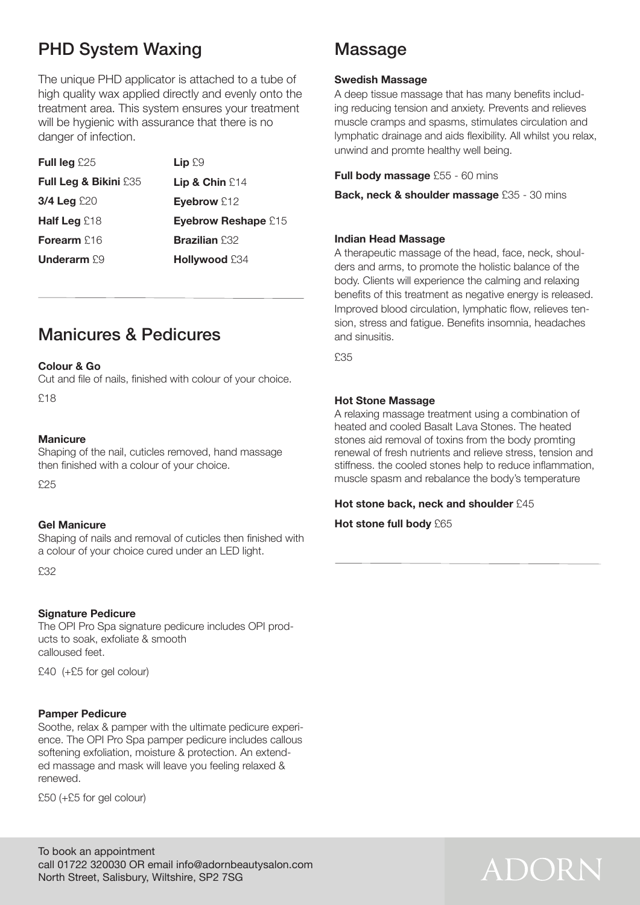## PHD System Waxing

The unique PHD applicator is attached to a tube of high quality wax applied directly and evenly onto the treatment area. This system ensures your treatment will be hygienic with assurance that there is no danger of infection.

**Full leg** £25
**Full Leg & Bikini** £35
**3/4 Leg** £20
**Half Leg** £18
**Forearm** £16
**Underarm** £9
**Lip** £9
**Lip & Chin** £14
**Eyebrow** £12
**Eyebrow Reshape** £15
**Brazilian** £32
**Hollywood** £34

## Manicures & Pedicures

**Colour & Go**
Cut and file of nails, finished with colour of your choice.

£18

**Manicure**
Shaping of the nail, cuticles removed, hand massage then finished with a colour of your choice.

£25

**Gel Manicure**
Shaping of nails and removal of cuticles then finished with a colour of your choice cured under an LED light.

£32

**Signature Pedicure**
The OPI Pro Spa signature pedicure includes OPI products to soak, exfoliate & smooth callused feet.

£40 (+£5 for gel colour)

**Pamper Pedicure**
Soothe, relax & pamper with the ultimate pedicure experience. The OPI Pro Spa pamper pedicure includes callous softening exfoliation, moisture & protection. An extended massage and mask will leave you feeling relaxed & renewed.

£50 (+£5 for gel colour)

## Massage

**Swedish Massage**
A deep tissue massage that has many benefits including reducing tension and anxiety. Prevents and relieves muscle cramps and spasms, stimulates circulation and lymphatic drainage and aids flexibility. All whilst you relax, unwind and promte healthy well being.

**Full body massage** £55 - 60 mins

**Back, neck & shoulder massage** £35 - 30 mins

**Indian Head Massage**
A therapeutic massage of the head, face, neck, shoulders and arms, to promote the holistic balance of the body. Clients will experience the calming and relaxing benefits of this treatment as negative energy is released. Improved blood circulation, lymphatic flow, relieves tension, stress and fatigue. Benefits insomnia, headaches and sinusitis.

£35

**Hot Stone Massage**
A relaxing massage treatment using a combination of heated and cooled Basalt Lava Stones. The heated stones aid removal of toxins from the body promting renewal of fresh nutrients and relieve stress, tension and stiffness. the cooled stones help to reduce inflammation, muscle spasm and rebalance the body's temperature

**Hot stone back, neck and shoulder** £45

**Hot stone full body** £65

To book an appointment
call 01722 320030 OR email info@adornbeautysalon.com
North Street, Salisbury, Wiltshire, SP2 7SG

ADORN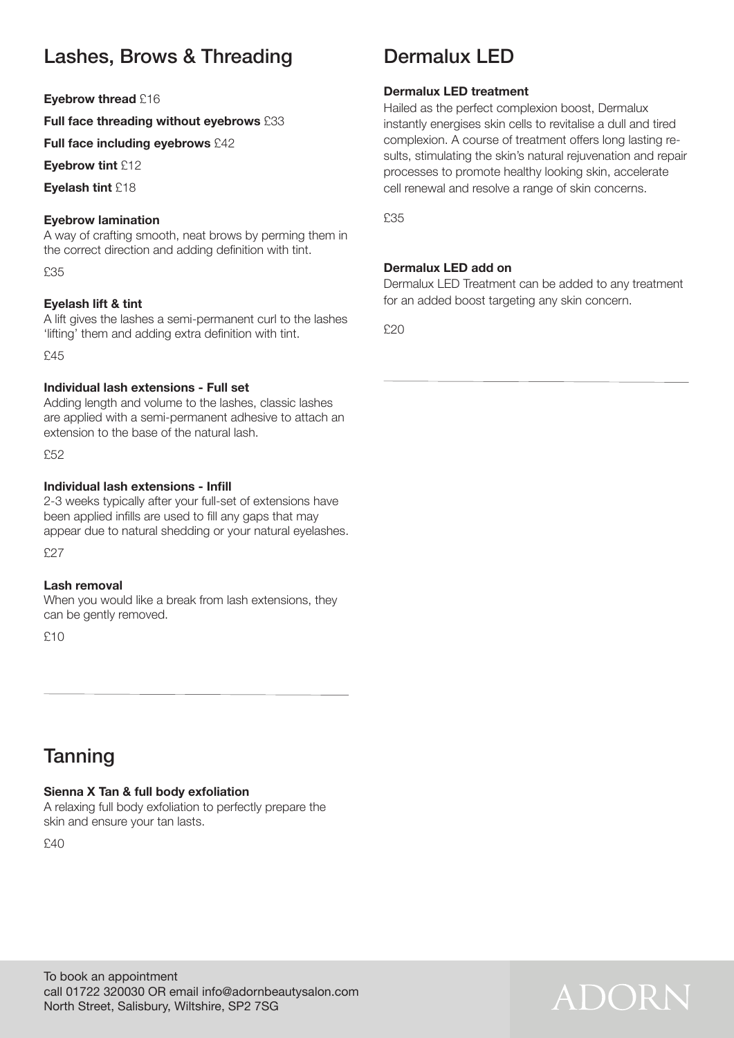## Lashes, Brows & Threading

**Eyebrow thread** £16

**Full face threading without eyebrows** £33

**Full face including eyebrows** £42

**Eyebrow tint** £12

**Eyelash tint** £18

**Eyebrow lamination**
A way of crafting smooth, neat brows by perming them in the correct direction and adding definition with tint.

£35

**Eyelash lift & tint**
A lift gives the lashes a semi-permanent curl to the lashes 'lifting' them and adding extra definition with tint.

£45

**Individual lash extensions - Full set**
Adding length and volume to the lashes, classic lashes are applied with a semi-permanent adhesive to attach an extension to the base of the natural lash.

£52

**Individual lash extensions - Infill**
2-3 weeks typically after your full-set of extensions have been applied infills are used to fill any gaps that may appear due to natural shedding or your natural eyelashes.

£27

**Lash removal**
When you would like a break from lash extensions, they can be gently removed.

£10

## Tanning

**Sienna X Tan & full body exfoliation**
A relaxing full body exfoliation to perfectly prepare the skin and ensure your tan lasts.

£40

## Dermalux LED

**Dermalux LED treatment**
Hailed as the perfect complexion boost, Dermalux instantly energises skin cells to revitalise a dull and tired complexion. A course of treatment offers long lasting results, stimulating the skin's natural rejuvenation and repair processes to promote healthy looking skin, accelerate cell renewal and resolve a range of skin concerns.

£35

**Dermalux LED add on**
Dermalux LED Treatment can be added to any treatment for an added boost targeting any skin concern.

£20

To book an appointment
call 01722 320030 OR email info@adornbeautysalon.com
North Street, Salisbury, Wiltshire, SP2 7SG

ADORN